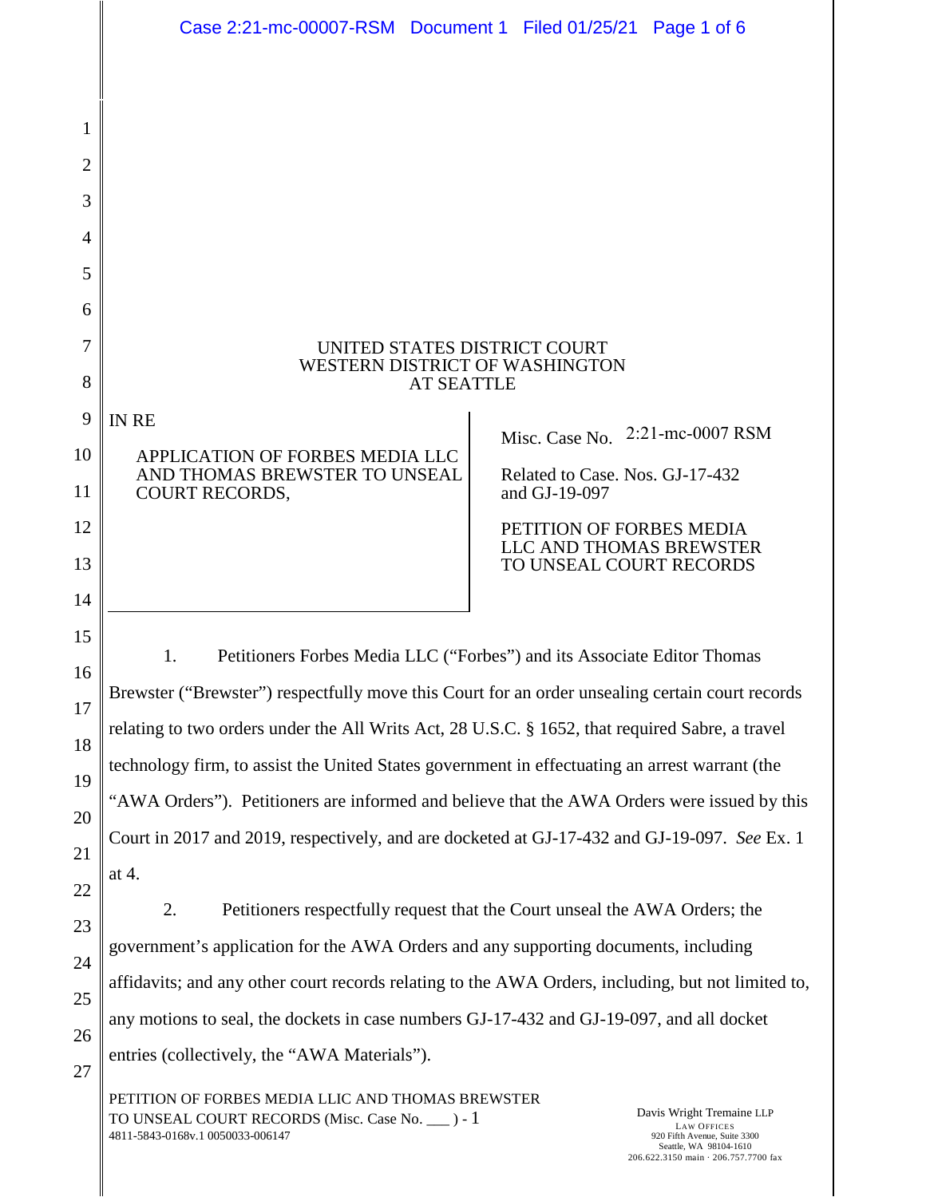UNITED STATES DISTRICT COURT
WESTERN DISTRICT OF WASHINGTON
AT SEATTLE

IN RE

APPLICATION OF FORBES MEDIA LLC AND THOMAS BREWSTER TO UNSEAL COURT RECORDS,

Misc. Case No. 2:21-mc-0007 RSM

Related to Case. Nos. GJ-17-432 and GJ-19-097

PETITION OF FORBES MEDIA LLC AND THOMAS BREWSTER TO UNSEAL COURT RECORDS

1. Petitioners Forbes Media LLC ("Forbes") and its Associate Editor Thomas Brewster ("Brewster") respectfully move this Court for an order unsealing certain court records relating to two orders under the All Writs Act, 28 U.S.C. § 1652, that required Sabre, a travel technology firm, to assist the United States government in effectuating an arrest warrant (the "AWA Orders"). Petitioners are informed and believe that the AWA Orders were issued by this Court in 2017 and 2019, respectively, and are docketed at GJ-17-432 and GJ-19-097. *See* Ex. 1 at 4.

2. Petitioners respectfully request that the Court unseal the AWA Orders; the government's application for the AWA Orders and any supporting documents, including affidavits; and any other court records relating to the AWA Orders, including, but not limited to, any motions to seal, the dockets in case numbers GJ-17-432 and GJ-19-097, and all docket entries (collectively, the "AWA Materials").

PETITION OF FORBES MEDIA LLIC AND THOMAS BREWSTER TO UNSEAL COURT RECORDS (Misc. Case No. ___ ) - 1
4811-5843-0168v.1 0050033-006147

Davis Wright Tremaine LLP
LAW OFFICES
920 Fifth Avenue, Suite 3300
Seattle, WA 98104-1610
206.622.3150 main · 206.757.7700 fax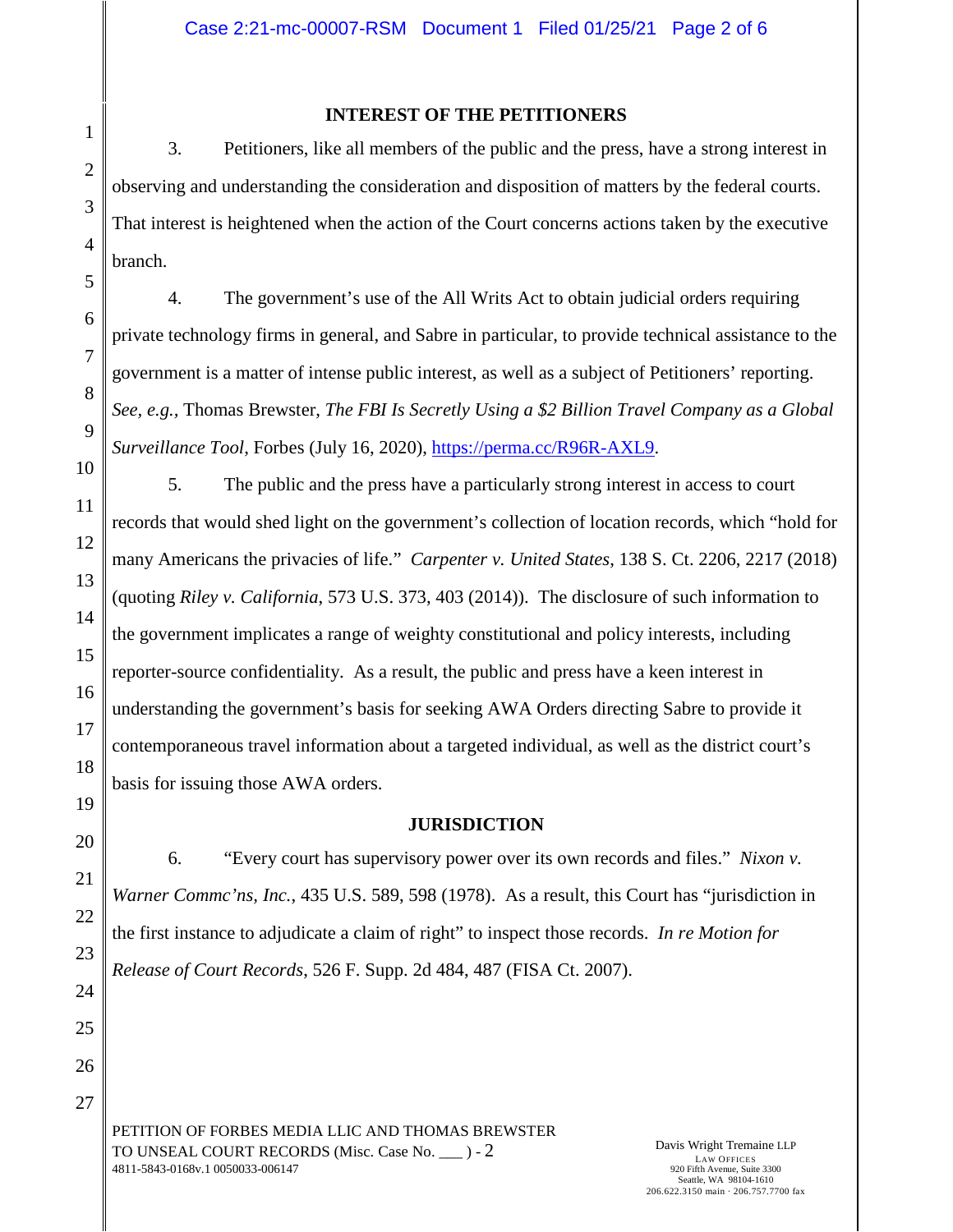## INTEREST OF THE PETITIONERS

3. Petitioners, like all members of the public and the press, have a strong interest in observing and understanding the consideration and disposition of matters by the federal courts. That interest is heightened when the action of the Court concerns actions taken by the executive branch.

4. The government's use of the All Writs Act to obtain judicial orders requiring private technology firms in general, and Sabre in particular, to provide technical assistance to the government is a matter of intense public interest, as well as a subject of Petitioners' reporting. *See, e.g.*, Thomas Brewster, *The FBI Is Secretly Using a $2 Billion Travel Company as a Global Surveillance Tool*, Forbes (July 16, 2020), https://perma.cc/R96R-AXL9.

5. The public and the press have a particularly strong interest in access to court records that would shed light on the government's collection of location records, which "hold for many Americans the privacies of life." *Carpenter v. United States*, 138 S. Ct. 2206, 2217 (2018) (quoting *Riley v. California*, 573 U.S. 373, 403 (2014)). The disclosure of such information to the government implicates a range of weighty constitutional and policy interests, including reporter-source confidentiality. As a result, the public and press have a keen interest in understanding the government's basis for seeking AWA Orders directing Sabre to provide it contemporaneous travel information about a targeted individual, as well as the district court's basis for issuing those AWA orders.

## JURISDICTION

6. "Every court has supervisory power over its own records and files." *Nixon v. Warner Commc'ns, Inc.*, 435 U.S. 589, 598 (1978). As a result, this Court has "jurisdiction in the first instance to adjudicate a claim of right" to inspect those records. *In re Motion for Release of Court Records*, 526 F. Supp. 2d 484, 487 (FISA Ct. 2007).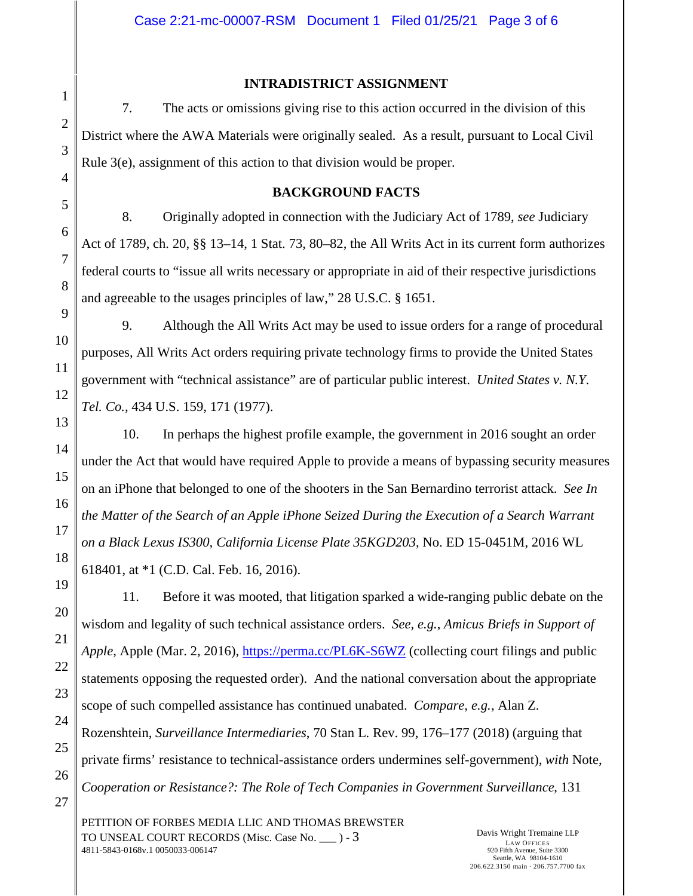## INTRADISTRICT ASSIGNMENT

7. The acts or omissions giving rise to this action occurred in the division of this District where the AWA Materials were originally sealed. As a result, pursuant to Local Civil Rule 3(e), assignment of this action to that division would be proper.

## BACKGROUND FACTS

8. Originally adopted in connection with the Judiciary Act of 1789, *see* Judiciary Act of 1789, ch. 20, §§ 13–14, 1 Stat. 73, 80–82, the All Writs Act in its current form authorizes federal courts to "issue all writs necessary or appropriate in aid of their respective jurisdictions and agreeable to the usages principles of law," 28 U.S.C. § 1651.

9. Although the All Writs Act may be used to issue orders for a range of procedural purposes, All Writs Act orders requiring private technology firms to provide the United States government with "technical assistance" are of particular public interest. *United States v. N.Y. Tel. Co.*, 434 U.S. 159, 171 (1977).

10. In perhaps the highest profile example, the government in 2016 sought an order under the Act that would have required Apple to provide a means of bypassing security measures on an iPhone that belonged to one of the shooters in the San Bernardino terrorist attack. *See In the Matter of the Search of an Apple iPhone Seized During the Execution of a Search Warrant on a Black Lexus IS300, California License Plate 35KGD203*, No. ED 15-0451M, 2016 WL 618401, at *1 (C.D. Cal. Feb. 16, 2016).

11. Before it was mooted, that litigation sparked a wide-ranging public debate on the wisdom and legality of such technical assistance orders. *See, e.g.*, *Amicus Briefs in Support of Apple*, Apple (Mar. 2, 2016), https://perma.cc/PL6K-S6WZ (collecting court filings and public statements opposing the requested order). And the national conversation about the appropriate scope of such compelled assistance has continued unabated. *Compare, e.g.*, Alan Z. Rozenshtein, *Surveillance Intermediaries*, 70 Stan L. Rev. 99, 176–177 (2018) (arguing that private firms' resistance to technical-assistance orders undermines self-government), *with* Note, *Cooperation or Resistance?: The Role of Tech Companies in Government Surveillance*, 131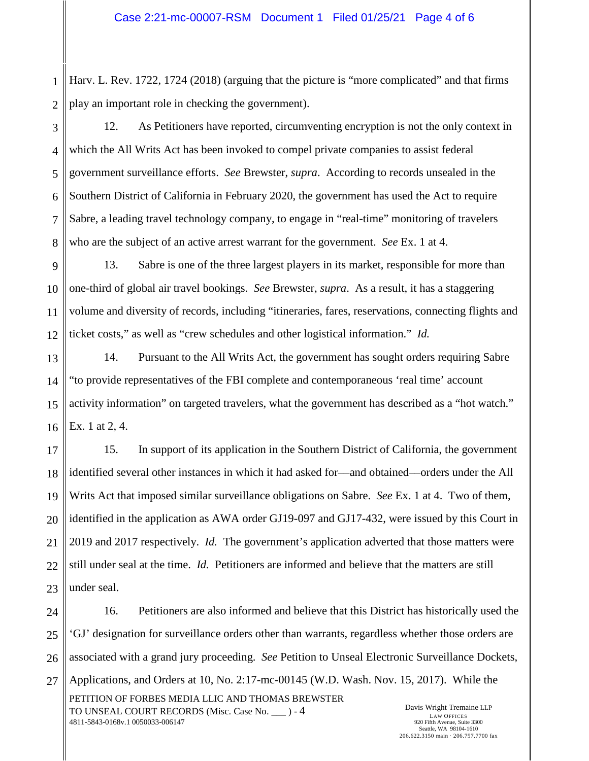Harv. L. Rev. 1722, 1724 (2018) (arguing that the picture is "more complicated" and that firms play an important role in checking the government).

12. As Petitioners have reported, circumventing encryption is not the only context in which the All Writs Act has been invoked to compel private companies to assist federal government surveillance efforts. *See* Brewster, *supra*. According to records unsealed in the Southern District of California in February 2020, the government has used the Act to require Sabre, a leading travel technology company, to engage in "real-time" monitoring of travelers who are the subject of an active arrest warrant for the government. *See* Ex. 1 at 4.

13. Sabre is one of the three largest players in its market, responsible for more than one-third of global air travel bookings. *See* Brewster, *supra*. As a result, it has a staggering volume and diversity of records, including "itineraries, fares, reservations, connecting flights and ticket costs," as well as "crew schedules and other logistical information." *Id.*

14. Pursuant to the All Writs Act, the government has sought orders requiring Sabre "to provide representatives of the FBI complete and contemporaneous 'real time' account activity information" on targeted travelers, what the government has described as a "hot watch." Ex. 1 at 2, 4.

15. In support of its application in the Southern District of California, the government identified several other instances in which it had asked for—and obtained—orders under the All Writs Act that imposed similar surveillance obligations on Sabre. *See* Ex. 1 at 4. Two of them, identified in the application as AWA order GJ19-097 and GJ17-432, were issued by this Court in 2019 and 2017 respectively. *Id.* The government's application adverted that those matters were still under seal at the time. *Id.* Petitioners are informed and believe that the matters are still under seal.

16. Petitioners are also informed and believe that this District has historically used the 'GJ' designation for surveillance orders other than warrants, regardless whether those orders are associated with a grand jury proceeding. *See* Petition to Unseal Electronic Surveillance Dockets, Applications, and Orders at 10, No. 2:17-mc-00145 (W.D. Wash. Nov. 15, 2017). While the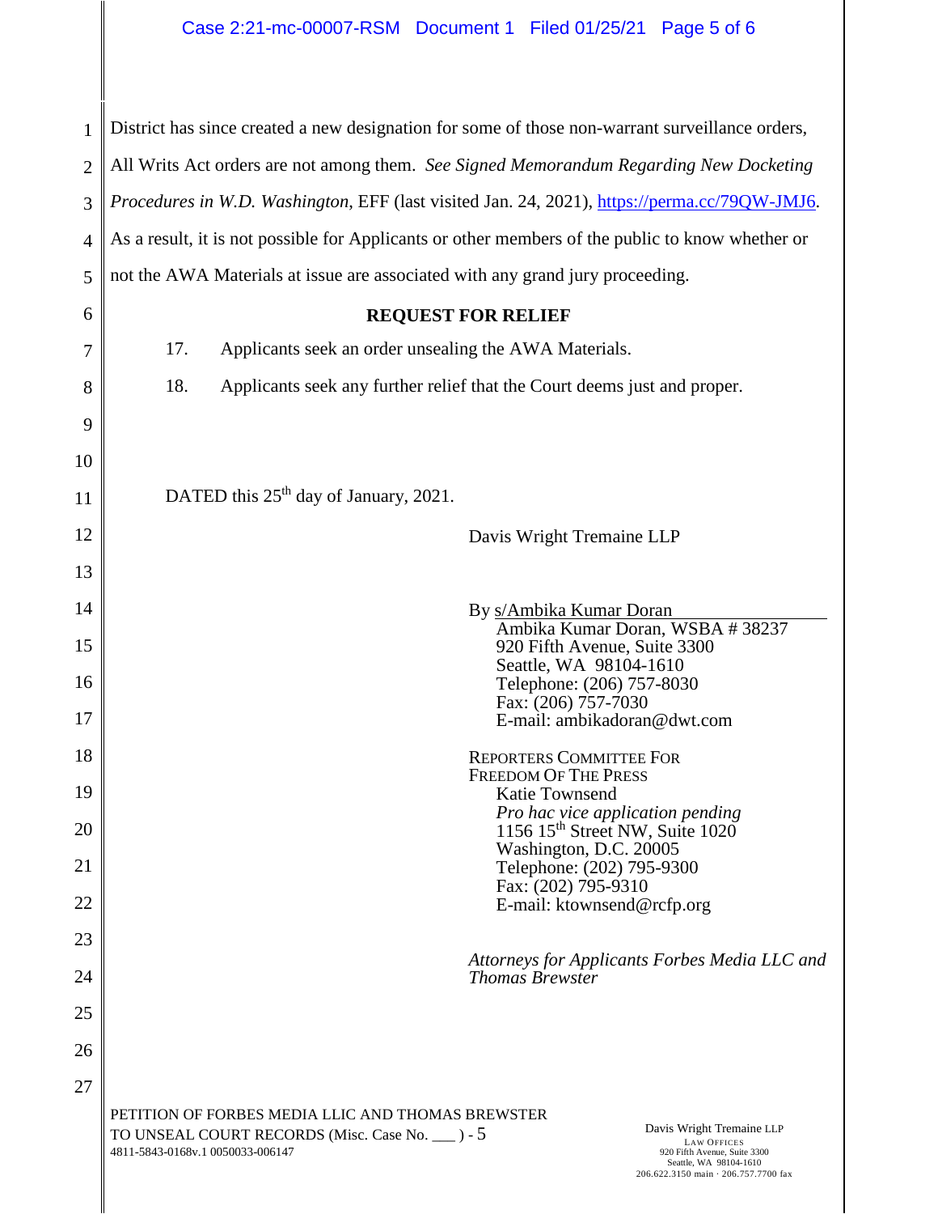District has since created a new designation for some of those non-warrant surveillance orders, All Writs Act orders are not among them. *See Signed Memorandum Regarding New Docketing Procedures in W.D. Washington*, EFF (last visited Jan. 24, 2021), https://perma.cc/79QW-JMJ6. As a result, it is not possible for Applicants or other members of the public to know whether or not the AWA Materials at issue are associated with any grand jury proceeding.

**REQUEST FOR RELIEF**

17. Applicants seek an order unsealing the AWA Materials.

18. Applicants seek any further relief that the Court deems just and proper.

DATED this 25th day of January, 2021.

Davis Wright Tremaine LLP

By s/Ambika Kumar Doran
Ambika Kumar Doran, WSBA # 38237
920 Fifth Avenue, Suite 3300
Seattle, WA 98104-1610
Telephone: (206) 757-8030
Fax: (206) 757-7030
E-mail: ambikadoran@dwt.com

REPORTERS COMMITTEE FOR FREEDOM OF THE PRESS
Katie Townsend
*Pro hac vice application pending*
1156 15th Street NW, Suite 1020
Washington, D.C. 20005
Telephone: (202) 795-9300
Fax: (202) 795-9310
E-mail: ktownsend@rcfp.org

*Attorneys for Applicants Forbes Media LLC and Thomas Brewster*

PETITION OF FORBES MEDIA LLIC AND THOMAS BREWSTER TO UNSEAL COURT RECORDS (Misc. Case No. ___ ) - 5
4811-5843-0168v.1 0050033-006147

Davis Wright Tremaine LLP
LAW OFFICES
920 Fifth Avenue, Suite 3300
Seattle, WA 98104-1610
206.622.3150 main · 206.757.7700 fax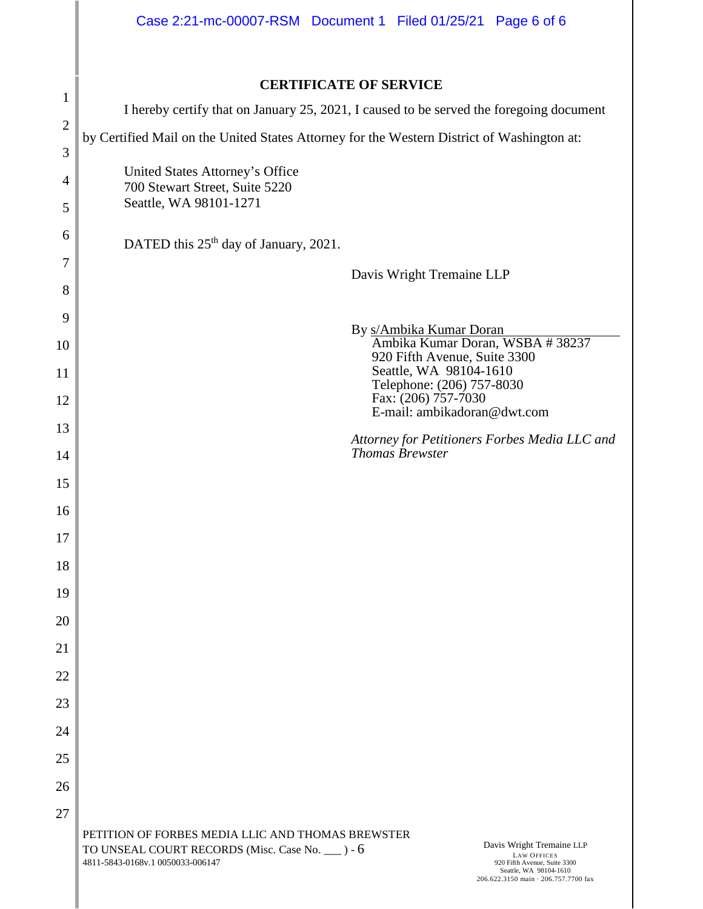**CERTIFICATE OF SERVICE**

I hereby certify that on January 25, 2021, I caused to be served the foregoing document by Certified Mail on the United States Attorney for the Western District of Washington at:

United States Attorney's Office
700 Stewart Street, Suite 5220
Seattle, WA 98101-1271

DATED this 25th day of January, 2021.

Davis Wright Tremaine LLP

By s/Ambika Kumar Doran
Ambika Kumar Doran, WSBA # 38237
920 Fifth Avenue, Suite 3300
Seattle, WA 98104-1610
Telephone: (206) 757-8030
Fax: (206) 757-7030
E-mail: ambikadoran@dwt.com

*Attorney for Petitioners Forbes Media LLC and Thomas Brewster*

PETITION OF FORBES MEDIA LLIC AND THOMAS BREWSTER TO UNSEAL COURT RECORDS (Misc. Case No. ___ ) - 6
4811-5843-0168v.1 0050033-006147

Davis Wright Tremaine LLP
LAW OFFICES
920 Fifth Avenue, Suite 3300
Seattle, WA 98104-1610
206.622.3150 main · 206.757.7700 fax